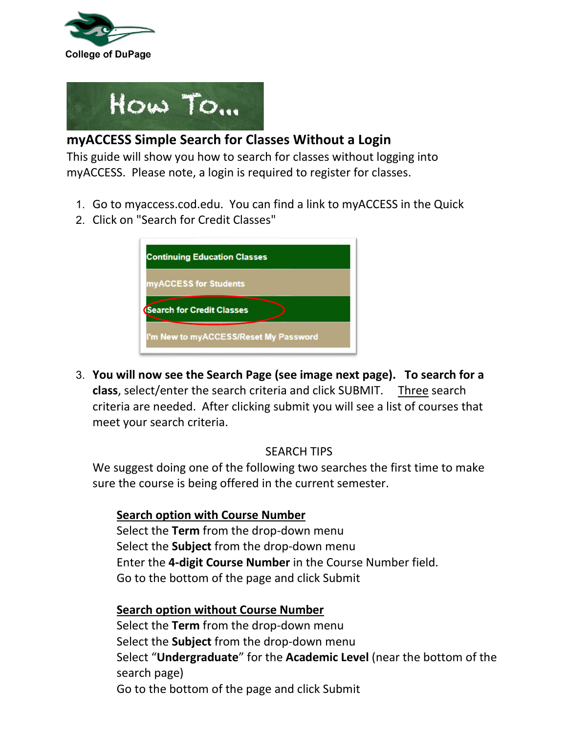College of DuPage

How To...

# myACCESS Simple Search for Classes Without a Login

This guide will show you how to search for classes without logging into myACCESS. Please note, a login is required to register for classes.

1. Go to myaccess.cod.edu. You can find a link to myACCESS in the Quick
2. Click on "Search for Credit Classes"

   Continuing Education Classes
   myACCESS for Students
   Search for Credit Classes
   I'm New to myACCESS/Reset My Password

3. **You will now see the Search Page (see image next page). To search for a class**, select/enter the search criteria and click SUBMIT. Three search criteria are needed. After clicking submit you will see a list of courses that meet your search criteria.

   SEARCH TIPS

   We suggest doing one of the following two searches the first time to make sure the course is being offered in the current semester.

   **Search option with Course Number**
   Select the **Term** from the drop-down menu
   Select the **Subject** from the drop-down menu
   Enter the **4-digit Course Number** in the Course Number field.
   Go to the bottom of the page and click Submit

   **Search option without Course Number**
   Select the **Term** from the drop-down menu
   Select the **Subject** from the drop-down menu
   Select "**Undergraduate**" for the **Academic Level** (near the bottom of the search page)
   Go to the bottom of the page and click Submit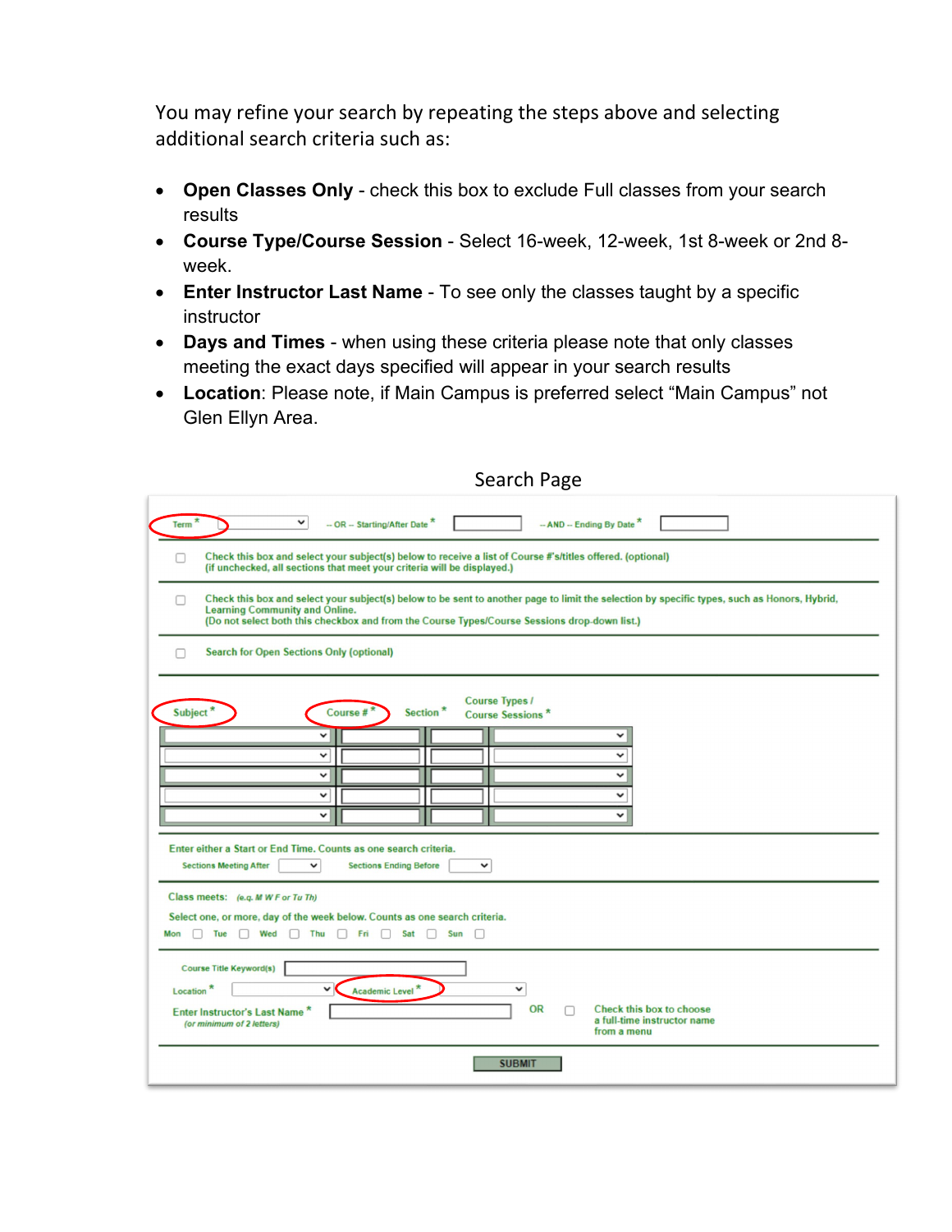You may refine your search by repeating the steps above and selecting additional search criteria such as:

- **Open Classes Only** - check this box to exclude Full classes from your search results
- **Course Type/Course Session** - Select 16-week, 12-week, 1st 8-week or 2nd 8-week.
- **Enter Instructor Last Name** - To see only the classes taught by a specific instructor
- **Days and Times** - when using these criteria please note that only classes meeting the exact days specified will appear in your search results
- **Location**: Please note, if Main Campus is preferred select “Main Campus” not Glen Ellyn Area.

Search Page

Term * -- OR -- Starting/After Date * -- AND -- Ending By Date *

Check this box and select your subject(s) below to receive a list of Course #'s/titles offered. (optional)
(if unchecked, all sections that meet your criteria will be displayed.)

Check this box and select your subject(s) below to be sent to another page to limit the selection by specific types, such as Honors, Hybrid, Learning Community and Online.
(Do not select both this checkbox and from the Course Types/Course Sessions drop-down list.)

Search for Open Sections Only (optional)

| Subject * | Course # * | Section * | Course Types / Course Sessions * |
|---|---|---|---|
| | | | |
| | | | |
| | | | |
| | | | |
| | | | |

Enter either a Start or End Time. Counts as one search criteria.
Sections Meeting After Sections Ending Before

Class meets: *(e.g. M W F or Tu Th)*

Select one, or more, day of the week below. Counts as one search criteria.
Mon Tue Wed Thu Fri Sat Sun

Course Title Keyword(s)

Location * Academic Level *

Enter Instructor's Last Name * *(or minimum of 2 letters)* OR Check this box to choose a full-time instructor name from a menu

SUBMIT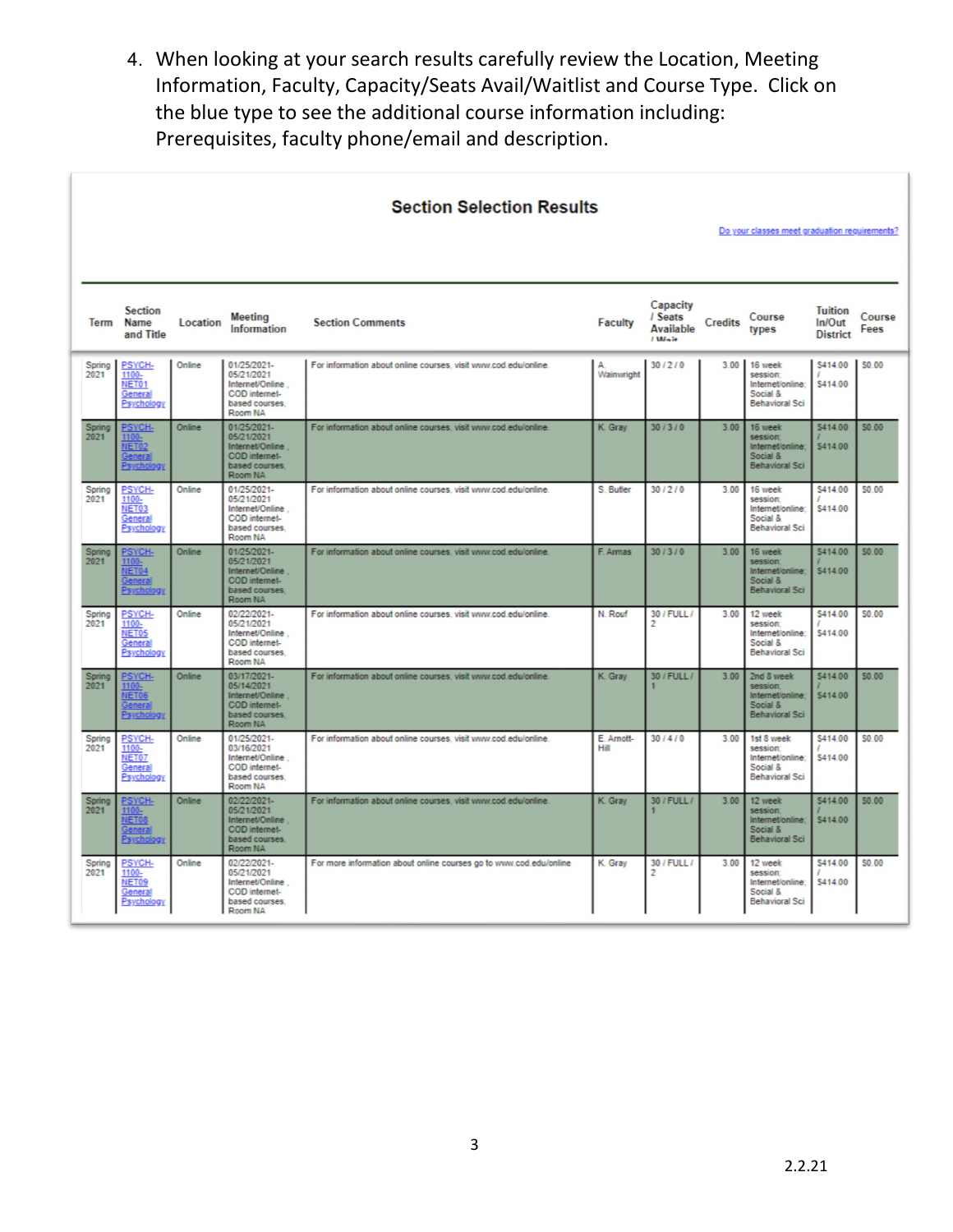4. When looking at your search results carefully review the Location, Meeting Information, Faculty, Capacity/Seats Avail/Waitlist and Course Type. Click on the blue type to see the additional course information including: Prerequisites, faculty phone/email and description.

## Section Selection Results

Do your classes meet graduation requirements?

| Term | Section Name and Title | Location | Meeting Information | Section Comments | Faculty | Capacity / Seats Available / Wait | Credits | Course types | Tuition In/Out District | Course Fees |
|---|---|---|---|---|---|---|---|---|---|---|
| Spring 2021 | PSYCH-1100-NET01 General Psychology | Online | 01/25/2021-05/21/2021 Internet/Online , COD internet-based courses, Room NA | For information about online courses, visit www.cod.edu/online. | A. Wainwright | 30 / 2 / 0 | 3.00 | 16 week session; Internet/online; Social & Behavioral Sci | $414.00 / $414.00 | $0.00 |
| Spring 2021 | PSYCH-1100-NET02 General Psychology | Online | 01/25/2021-05/21/2021 Internet/Online , COD internet-based courses, Room NA | For information about online courses, visit www.cod.edu/online. | K. Gray | 30 / 3 / 0 | 3.00 | 16 week session; Internet/online; Social & Behavioral Sci | $414.00 / $414.00 | $0.00 |
| Spring 2021 | PSYCH-1100-NET03 General Psychology | Online | 01/25/2021-05/21/2021 Internet/Online , COD internet-based courses, Room NA | For information about online courses, visit www.cod.edu/online. | S. Butler | 30 / 2 / 0 | 3.00 | 16 week session; Internet/online; Social & Behavioral Sci | $414.00 / $414.00 | $0.00 |
| Spring 2021 | PSYCH-1100-NET04 General Psychology | Online | 01/25/2021-05/21/2021 Internet/Online , COD internet-based courses, Room NA | For information about online courses, visit www.cod.edu/online. | F. Armas | 30 / 3 / 0 | 3.00 | 16 week session; Internet/online; Social & Behavioral Sci | $414.00 / $414.00 | $0.00 |
| Spring 2021 | PSYCH-1100-NET05 General Psychology | Online | 02/22/2021-05/21/2021 Internet/Online , COD internet-based courses, Room NA | For information about online courses, visit www.cod.edu/online. | N. Rouf | 30 / FULL / 2 | 3.00 | 12 week session; Internet/online; Social & Behavioral Sci | $414.00 / $414.00 | $0.00 |
| Spring 2021 | PSYCH-1100-NET06 General Psychology | Online | 03/17/2021-05/14/2021 Internet/Online , COD internet-based courses, Room NA | For information about online courses, visit www.cod.edu/online. | K. Gray | 30 / FULL / 1 | 3.00 | 2nd 8 week session; Internet/online; Social & Behavioral Sci | $414.00 / $414.00 | $0.00 |
| Spring 2021 | PSYCH-1100-NET07 General Psychology | Online | 01/25/2021-03/16/2021 Internet/Online , COD internet-based courses, Room NA | For information about online courses, visit www.cod.edu/online. | E. Arnott-Hill | 30 / 4 / 0 | 3.00 | 1st 8 week session; Internet/online; Social & Behavioral Sci | $414.00 / $414.00 | $0.00 |
| Spring 2021 | PSYCH-1100-NET08 General Psychology | Online | 02/22/2021-05/21/2021 Internet/Online , COD internet-based courses, Room NA | For information about online courses, visit www.cod.edu/online. | K. Gray | 30 / FULL / 1 | 3.00 | 12 week session; Internet/online; Social & Behavioral Sci | $414.00 / $414.00 | $0.00 |
| Spring 2021 | PSYCH-1100-NET09 General Psychology | Online | 02/22/2021-05/21/2021 Internet/Online , COD internet-based courses, Room NA | For more information about online courses go to www.cod.edu/online | K. Gray | 30 / FULL / 2 | 3.00 | 12 week session; Internet/online; Social & Behavioral Sci | $414.00 / $414.00 | $0.00 |

2.2.21